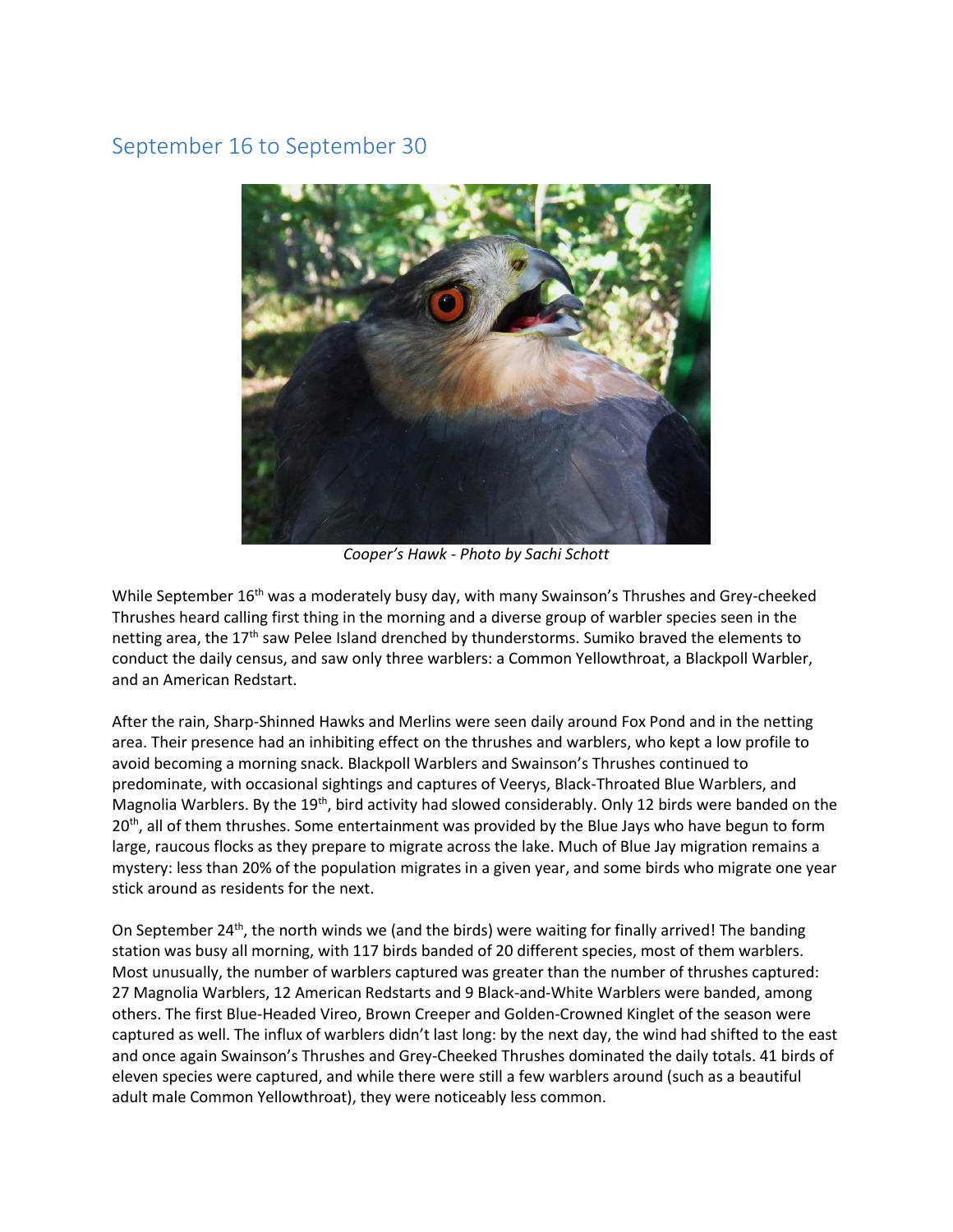## September 16 to September 30

*Cooper's Hawk - Photo by Sachi Schott*

While September 16th was a moderately busy day, with many Swainson's Thrushes and Grey-cheeked Thrushes heard calling first thing in the morning and a diverse group of warbler species seen in the netting area, the 17th saw Pelee Island drenched by thunderstorms. Sumiko braved the elements to conduct the daily census, and saw only three warblers: a Common Yellowthroat, a Blackpoll Warbler, and an American Redstart.

After the rain, Sharp-Shinned Hawks and Merlins were seen daily around Fox Pond and in the netting area. Their presence had an inhibiting effect on the thrushes and warblers, who kept a low profile to avoid becoming a morning snack. Blackpoll Warblers and Swainson's Thrushes continued to predominate, with occasional sightings and captures of Veerys, Black-Throated Blue Warblers, and Magnolia Warblers. By the 19th, bird activity had slowed considerably. Only 12 birds were banded on the 20th, all of them thrushes. Some entertainment was provided by the Blue Jays who have begun to form large, raucous flocks as they prepare to migrate across the lake. Much of Blue Jay migration remains a mystery: less than 20% of the population migrates in a given year, and some birds who migrate one year stick around as residents for the next.

On September 24th, the north winds we (and the birds) were waiting for finally arrived! The banding station was busy all morning, with 117 birds banded of 20 different species, most of them warblers. Most unusually, the number of warblers captured was greater than the number of thrushes captured: 27 Magnolia Warblers, 12 American Redstarts and 9 Black-and-White Warblers were banded, among others. The first Blue-Headed Vireo, Brown Creeper and Golden-Crowned Kinglet of the season were captured as well. The influx of warblers didn't last long: by the next day, the wind had shifted to the east and once again Swainson's Thrushes and Grey-Cheeked Thrushes dominated the daily totals. 41 birds of eleven species were captured, and while there were still a few warblers around (such as a beautiful adult male Common Yellowthroat), they were noticeably less common.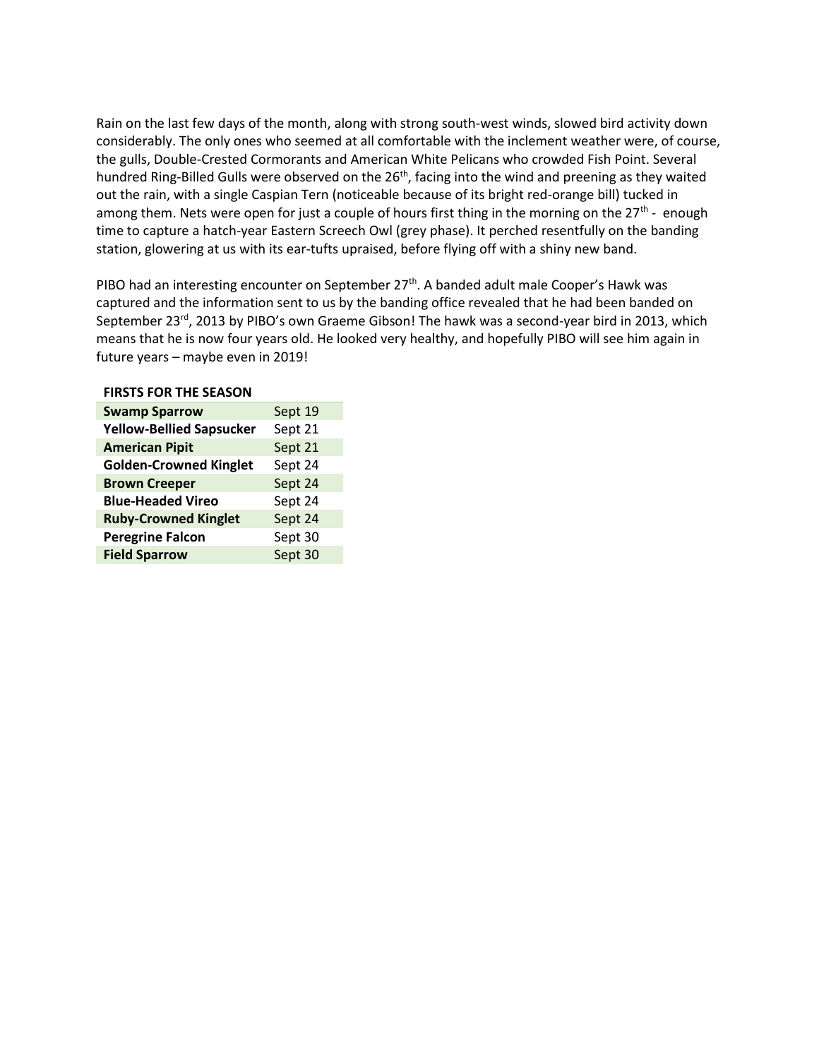Rain on the last few days of the month, along with strong south-west winds, slowed bird activity down considerably. The only ones who seemed at all comfortable with the inclement weather were, of course, the gulls, Double-Crested Cormorants and American White Pelicans who crowded Fish Point. Several hundred Ring-Billed Gulls were observed on the 26th, facing into the wind and preening as they waited out the rain, with a single Caspian Tern (noticeable because of its bright red-orange bill) tucked in among them. Nets were open for just a couple of hours first thing in the morning on the 27th - enough time to capture a hatch-year Eastern Screech Owl (grey phase). It perched resentfully on the banding station, glowering at us with its ear-tufts upraised, before flying off with a shiny new band.

PIBO had an interesting encounter on September 27th. A banded adult male Cooper's Hawk was captured and the information sent to us by the banding office revealed that he had been banded on September 23rd, 2013 by PIBO's own Graeme Gibson! The hawk was a second-year bird in 2013, which means that he is now four years old. He looked very healthy, and hopefully PIBO will see him again in future years – maybe even in 2019!

**FIRSTS FOR THE SEASON**

| | |
|---|---|
| **Swamp Sparrow** | Sept 19 |
| **Yellow-Bellied Sapsucker** | Sept 21 |
| **American Pipit** | Sept 21 |
| **Golden-Crowned Kinglet** | Sept 24 |
| **Brown Creeper** | Sept 24 |
| **Blue-Headed Vireo** | Sept 24 |
| **Ruby-Crowned Kinglet** | Sept 24 |
| **Peregrine Falcon** | Sept 30 |
| **Field Sparrow** | Sept 30 |